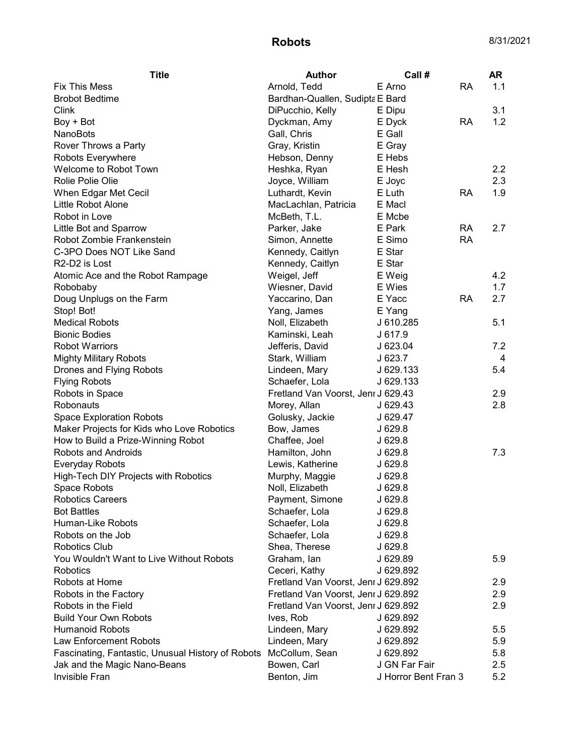# Robots

8/31/2021

| Title | Author | Call # | | AR |
|---|---|---|---|---|
| Fix This Mess | Arnold, Tedd | E Arno | RA | 1.1 |
| Brobot Bedtime | Bardhan-Quallen, Sudipta | E Bard | | |
| Clink | DiPucchio, Kelly | E Dipu | | 3.1 |
| Boy + Bot | Dyckman, Amy | E Dyck | RA | 1.2 |
| NanoBots | Gall, Chris | E Gall | | |
| Rover Throws a Party | Gray, Kristin | E Gray | | |
| Robots Everywhere | Hebson, Denny | E Hebs | | |
| Welcome to Robot Town | Heshka, Ryan | E Hesh | | 2.2 |
| Rolie Polie Olie | Joyce, William | E Joyc | | 2.3 |
| When Edgar Met Cecil | Luthardt, Kevin | E Luth | RA | 1.9 |
| Little Robot Alone | MacLachlan, Patricia | E Macl | | |
| Robot in Love | McBeth, T.L. | E Mcbe | | |
| Little Bot and Sparrow | Parker, Jake | E Park | RA | 2.7 |
| Robot Zombie Frankenstein | Simon, Annette | E Simo | RA | |
| C-3PO Does NOT Like Sand | Kennedy, Caitlyn | E Star | | |
| R2-D2 is Lost | Kennedy, Caitlyn | E Star | | |
| Atomic Ace and the Robot Rampage | Weigel, Jeff | E Weig | | 4.2 |
| Robobaby | Wiesner, David | E Wies | | 1.7 |
| Doug Unplugs on the Farm | Yaccarino, Dan | E Yacc | RA | 2.7 |
| Stop! Bot! | Yang, James | E Yang | | |
| Medical Robots | Noll, Elizabeth | J 610.285 | | 5.1 |
| Bionic Bodies | Kaminski, Leah | J 617.9 | | |
| Robot Warriors | Jefferis, David | J 623.04 | | 7.2 |
| Mighty Military Robots | Stark, William | J 623.7 | | 4 |
| Drones and Flying Robots | Lindeen, Mary | J 629.133 | | 5.4 |
| Flying Robots | Schaefer, Lola | J 629.133 | | |
| Robots in Space | Fretland Van Voorst, Jenn | J 629.43 | | 2.9 |
| Robonauts | Morey, Allan | J 629.43 | | 2.8 |
| Space Exploration Robots | Golusky, Jackie | J 629.47 | | |
| Maker Projects for Kids who Love Robotics | Bow, James | J 629.8 | | |
| How to Build a Prize-Winning Robot | Chaffee, Joel | J 629.8 | | |
| Robots and Androids | Hamilton, John | J 629.8 | | 7.3 |
| Everyday Robots | Lewis, Katherine | J 629.8 | | |
| High-Tech DIY Projects with Robotics | Murphy, Maggie | J 629.8 | | |
| Space Robots | Noll, Elizabeth | J 629.8 | | |
| Robotics Careers | Payment, Simone | J 629.8 | | |
| Bot Battles | Schaefer, Lola | J 629.8 | | |
| Human-Like Robots | Schaefer, Lola | J 629.8 | | |
| Robots on the Job | Schaefer, Lola | J 629.8 | | |
| Robotics Club | Shea, Therese | J 629.8 | | |
| You Wouldn't Want to Live Without Robots | Graham, Ian | J 629.89 | | 5.9 |
| Robotics | Ceceri, Kathy | J 629.892 | | |
| Robots at Home | Fretland Van Voorst, Jenn | J 629.892 | | 2.9 |
| Robots in the Factory | Fretland Van Voorst, Jenn | J 629.892 | | 2.9 |
| Robots in the Field | Fretland Van Voorst, Jenn | J 629.892 | | 2.9 |
| Build Your Own Robots | Ives, Rob | J 629.892 | | |
| Humanoid Robots | Lindeen, Mary | J 629.892 | | 5.5 |
| Law Enforcement Robots | Lindeen, Mary | J 629.892 | | 5.9 |
| Fascinating, Fantastic, Unusual History of Robots | McCollum, Sean | J 629.892 | | 5.8 |
| Jak and the Magic Nano-Beans | Bowen, Carl | J GN Far Fair | | 2.5 |
| Invisible Fran | Benton, Jim | J Horror Bent Fran 3 | | 5.2 |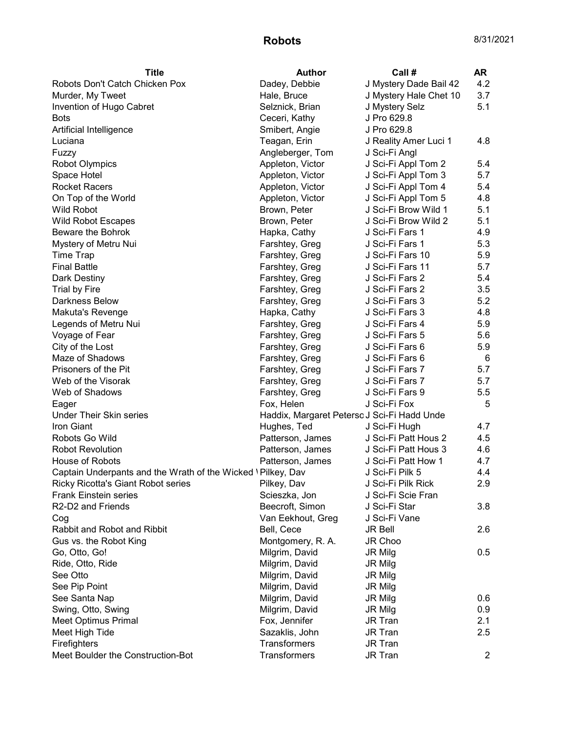# Robots

8/31/2021

| Title | Author | Call # | AR |
| --- | --- | --- | --- |
| Robots Don't Catch Chicken Pox | Dadey, Debbie | J Mystery Dade Bail 42 | 4.2 |
| Murder, My Tweet | Hale, Bruce | J Mystery Hale Chet 10 | 3.7 |
| Invention of Hugo Cabret | Selznick, Brian | J Mystery Selz | 5.1 |
| Bots | Ceceri, Kathy | J Pro 629.8 | |
| Artificial Intelligence | Smibert, Angie | J Pro 629.8 | |
| Luciana | Teagan, Erin | J Reality Amer Luci 1 | 4.8 |
| Fuzzy | Angleberger, Tom | J Sci-Fi Angl | |
| Robot Olympics | Appleton, Victor | J Sci-Fi Appl Tom 2 | 5.4 |
| Space Hotel | Appleton, Victor | J Sci-Fi Appl Tom 3 | 5.7 |
| Rocket Racers | Appleton, Victor | J Sci-Fi Appl Tom 4 | 5.4 |
| On Top of the World | Appleton, Victor | J Sci-Fi Appl Tom 5 | 4.8 |
| Wild Robot | Brown, Peter | J Sci-Fi Brow Wild 1 | 5.1 |
| Wild Robot Escapes | Brown, Peter | J Sci-Fi Brow Wild 2 | 5.1 |
| Beware the Bohrok | Hapka, Cathy | J Sci-Fi Fars 1 | 4.9 |
| Mystery of Metru Nui | Farshtey, Greg | J Sci-Fi Fars 1 | 5.3 |
| Time Trap | Farshtey, Greg | J Sci-Fi Fars 10 | 5.9 |
| Final Battle | Farshtey, Greg | J Sci-Fi Fars 11 | 5.7 |
| Dark Destiny | Farshtey, Greg | J Sci-Fi Fars 2 | 5.4 |
| Trial by Fire | Farshtey, Greg | J Sci-Fi Fars 2 | 3.5 |
| Darkness Below | Farshtey, Greg | J Sci-Fi Fars 3 | 5.2 |
| Makuta's Revenge | Hapka, Cathy | J Sci-Fi Fars 3 | 4.8 |
| Legends of Metru Nui | Farshtey, Greg | J Sci-Fi Fars 4 | 5.9 |
| Voyage of Fear | Farshtey, Greg | J Sci-Fi Fars 5 | 5.6 |
| City of the Lost | Farshtey, Greg | J Sci-Fi Fars 6 | 5.9 |
| Maze of Shadows | Farshtey, Greg | J Sci-Fi Fars 6 | 6 |
| Prisoners of the Pit | Farshtey, Greg | J Sci-Fi Fars 7 | 5.7 |
| Web of the Visorak | Farshtey, Greg | J Sci-Fi Fars 7 | 5.7 |
| Web of Shadows | Farshtey, Greg | J Sci-Fi Fars 9 | 5.5 |
| Eager | Fox, Helen | J Sci-Fi Fox | 5 |
| Under Their Skin series | Haddix, Margaret Peterso | J Sci-Fi Hadd Unde | |
| Iron Giant | Hughes, Ted | J Sci-Fi Hugh | 4.7 |
| Robots Go Wild | Patterson, James | J Sci-Fi Patt Hous 2 | 4.5 |
| Robot Revolution | Patterson, James | J Sci-Fi Patt Hous 3 | 4.6 |
| House of Robots | Patterson, James | J Sci-Fi Patt How 1 | 4.7 |
| Captain Underpants and the Wrath of the Wicked \ | Pilkey, Dav | J Sci-Fi Pilk 5 | 4.4 |
| Ricky Ricotta's Giant Robot series | Pilkey, Dav | J Sci-Fi Pilk Rick | 2.9 |
| Frank Einstein series | Scieszka, Jon | J Sci-Fi Scie Fran | |
| R2-D2 and Friends | Beecroft, Simon | J Sci-Fi Star | 3.8 |
| Cog | Van Eekhout, Greg | J Sci-Fi Vane | |
| Rabbit and Robot and Ribbit | Bell, Cece | JR Bell | 2.6 |
| Gus vs. the Robot King | Montgomery, R. A. | JR Choo | |
| Go, Otto, Go! | Milgrim, David | JR Milg | 0.5 |
| Ride, Otto, Ride | Milgrim, David | JR Milg | |
| See Otto | Milgrim, David | JR Milg | |
| See Pip Point | Milgrim, David | JR Milg | |
| See Santa Nap | Milgrim, David | JR Milg | 0.6 |
| Swing, Otto, Swing | Milgrim, David | JR Milg | 0.9 |
| Meet Optimus Primal | Fox, Jennifer | JR Tran | 2.1 |
| Meet High Tide | Sazaklis, John | JR Tran | 2.5 |
| Firefighters | Transformers | JR Tran | |
| Meet Boulder the Construction-Bot | Transformers | JR Tran | 2 |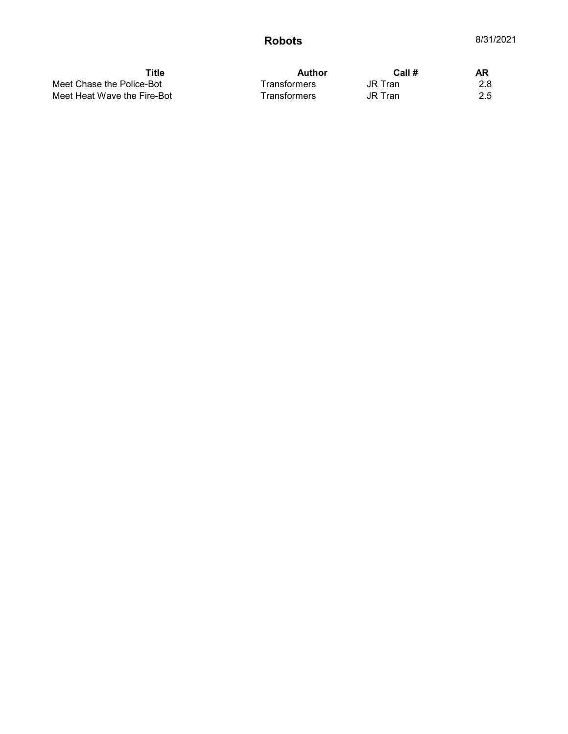# Robots

8/31/2021

| Title | Author | Call # | AR |
|---|---|---|---|
| Meet Chase the Police-Bot | Transformers | JR Tran | 2.8 |
| Meet Heat Wave the Fire-Bot | Transformers | JR Tran | 2.5 |